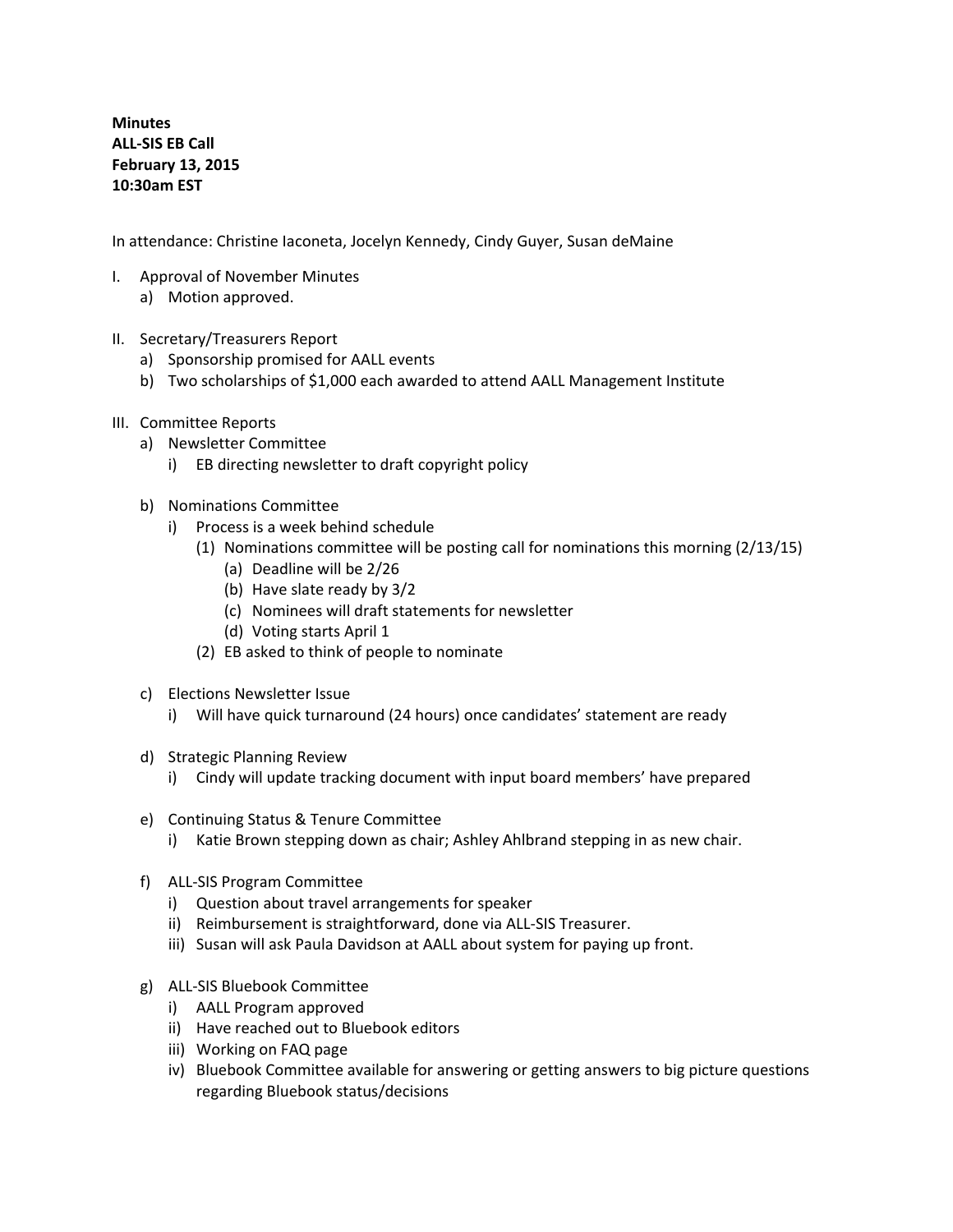**Minutes**
**ALL-SIS EB Call**
**February 13, 2015**
**10:30am EST**

In attendance: Christine Iaconeta, Jocelyn Kennedy, Cindy Guyer, Susan deMaine

I. Approval of November Minutes
   a) Motion approved.

II. Secretary/Treasurers Report
   a) Sponsorship promised for AALL events
   b) Two scholarships of $1,000 each awarded to attend AALL Management Institute

III. Committee Reports
   a) Newsletter Committee
      i) EB directing newsletter to draft copyright policy

   b) Nominations Committee
      i) Process is a week behind schedule
         (1) Nominations committee will be posting call for nominations this morning (2/13/15)
            (a) Deadline will be 2/26
            (b) Have slate ready by 3/2
            (c) Nominees will draft statements for newsletter
            (d) Voting starts April 1
         (2) EB asked to think of people to nominate

   c) Elections Newsletter Issue
      i) Will have quick turnaround (24 hours) once candidates' statement are ready

   d) Strategic Planning Review
      i) Cindy will update tracking document with input board members' have prepared

   e) Continuing Status & Tenure Committee
      i) Katie Brown stepping down as chair; Ashley Ahlbrand stepping in as new chair.

   f) ALL-SIS Program Committee
      i) Question about travel arrangements for speaker
      ii) Reimbursement is straightforward, done via ALL-SIS Treasurer.
      iii) Susan will ask Paula Davidson at AALL about system for paying up front.

   g) ALL-SIS Bluebook Committee
      i) AALL Program approved
      ii) Have reached out to Bluebook editors
      iii) Working on FAQ page
      iv) Bluebook Committee available for answering or getting answers to big picture questions regarding Bluebook status/decisions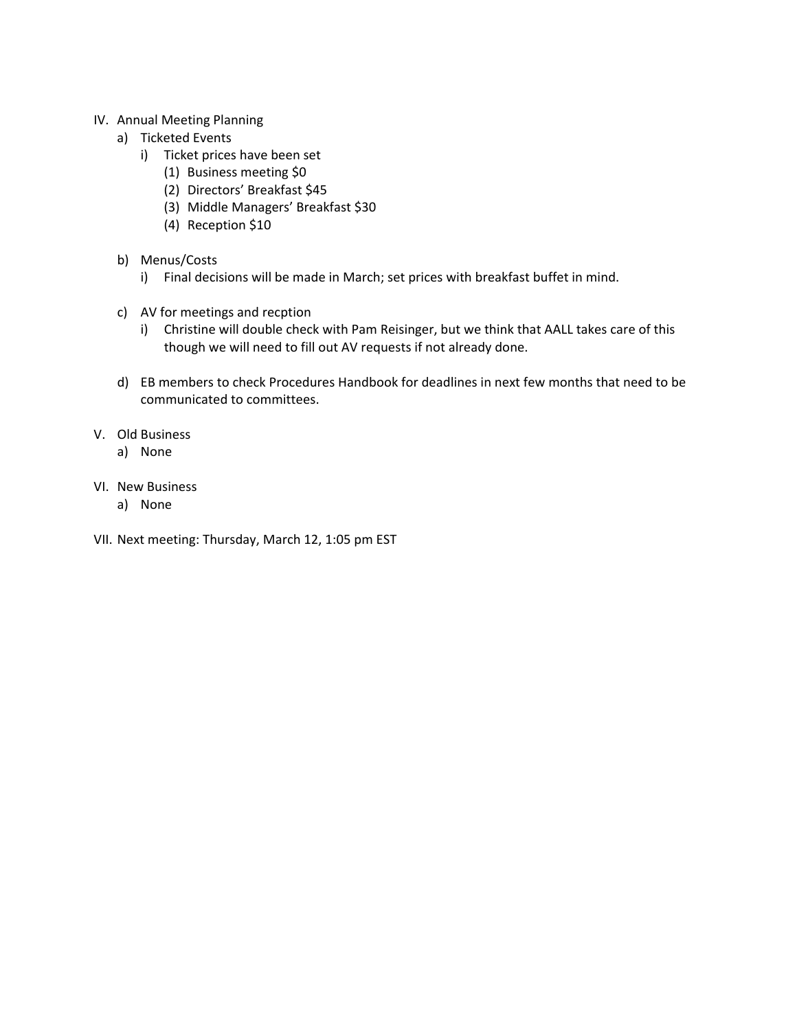IV. Annual Meeting Planning
   a) Ticketed Events
      i) Ticket prices have been set
         (1) Business meeting $0
         (2) Directors' Breakfast $45
         (3) Middle Managers' Breakfast $30
         (4) Reception $10

   b) Menus/Costs
      i) Final decisions will be made in March; set prices with breakfast buffet in mind.

   c) AV for meetings and recption
      i) Christine will double check with Pam Reisinger, but we think that AALL takes care of this though we will need to fill out AV requests if not already done.

   d) EB members to check Procedures Handbook for deadlines in next few months that need to be communicated to committees.

V. Old Business
   a) None

VI. New Business
   a) None

VII. Next meeting: Thursday, March 12, 1:05 pm EST